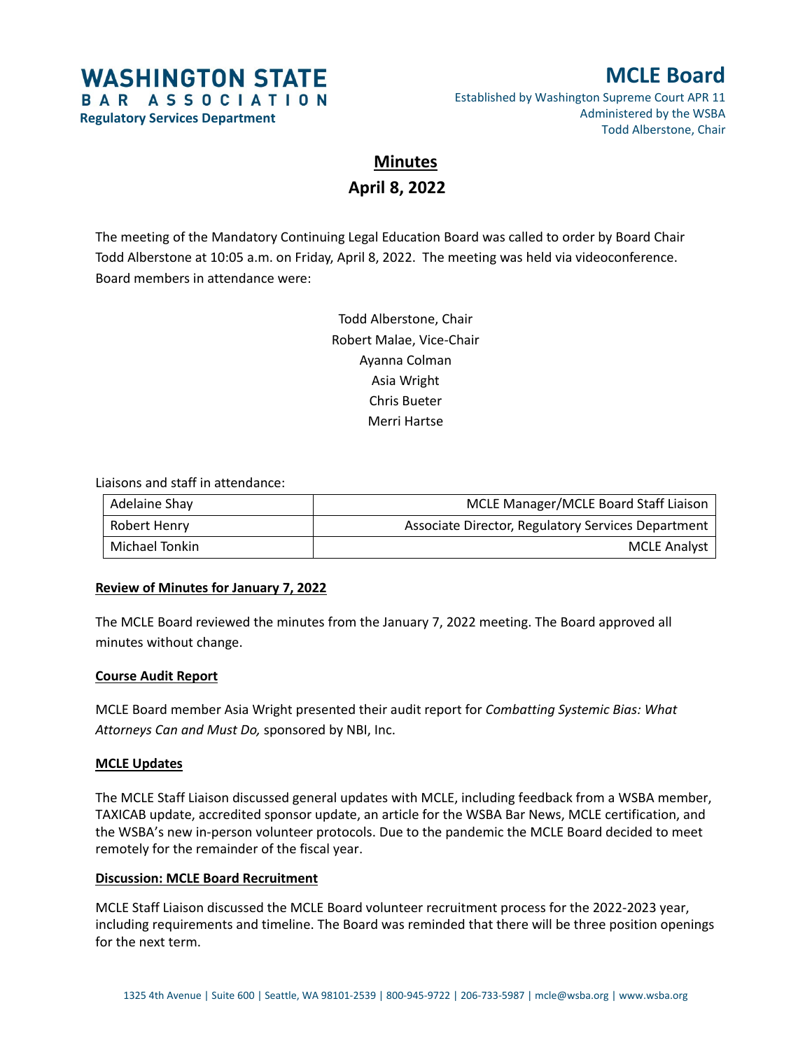# WASHINGTON STATE BAR ASSOCIATION
**Regulatory Services Department**

## MCLE Board
Established by Washington Supreme Court APR 11
Administered by the WSBA
Todd Alberstone, Chair

## Minutes
## April 8, 2022

The meeting of the Mandatory Continuing Legal Education Board was called to order by Board Chair Todd Alberstone at 10:05 a.m. on Friday, April 8, 2022. The meeting was held via videoconference. Board members in attendance were:

Todd Alberstone, Chair
Robert Malae, Vice-Chair
Ayanna Colman
Asia Wright
Chris Bueter
Merri Hartse

Liaisons and staff in attendance:

| | |
|---|---|
| Adelaine Shay | MCLE Manager/MCLE Board Staff Liaison |
| Robert Henry | Associate Director, Regulatory Services Department |
| Michael Tonkin | MCLE Analyst |

**Review of Minutes for January 7, 2022**

The MCLE Board reviewed the minutes from the January 7, 2022 meeting. The Board approved all minutes without change.

**Course Audit Report**

MCLE Board member Asia Wright presented their audit report for *Combatting Systemic Bias: What Attorneys Can and Must Do,* sponsored by NBI, Inc.

**MCLE Updates**

The MCLE Staff Liaison discussed general updates with MCLE, including feedback from a WSBA member, TAXICAB update, accredited sponsor update, an article for the WSBA Bar News, MCLE certification, and the WSBA's new in-person volunteer protocols. Due to the pandemic the MCLE Board decided to meet remotely for the remainder of the fiscal year.

**Discussion: MCLE Board Recruitment**

MCLE Staff Liaison discussed the MCLE Board volunteer recruitment process for the 2022-2023 year, including requirements and timeline. The Board was reminded that there will be three position openings for the next term.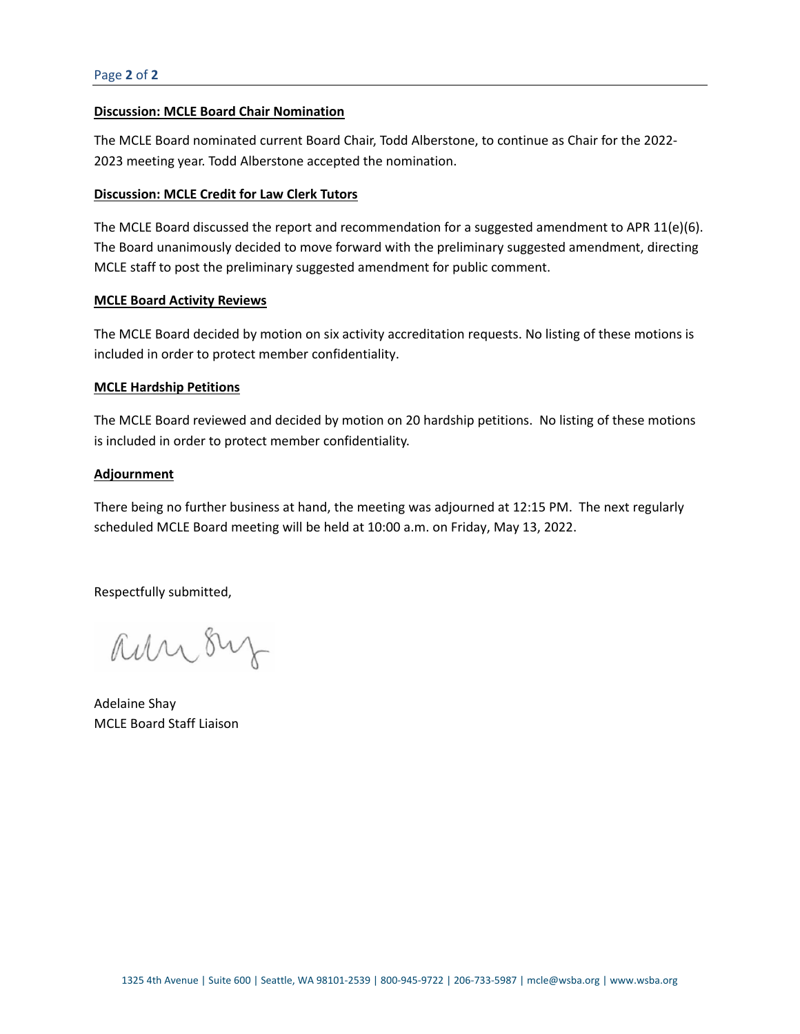**Discussion: MCLE Board Chair Nomination**

The MCLE Board nominated current Board Chair, Todd Alberstone, to continue as Chair for the 2022-2023 meeting year. Todd Alberstone accepted the nomination.

**Discussion: MCLE Credit for Law Clerk Tutors**

The MCLE Board discussed the report and recommendation for a suggested amendment to APR 11(e)(6). The Board unanimously decided to move forward with the preliminary suggested amendment, directing MCLE staff to post the preliminary suggested amendment for public comment.

**MCLE Board Activity Reviews**

The MCLE Board decided by motion on six activity accreditation requests. No listing of these motions is included in order to protect member confidentiality.

**MCLE Hardship Petitions**

The MCLE Board reviewed and decided by motion on 20 hardship petitions. No listing of these motions is included in order to protect member confidentiality.

**Adjournment**

There being no further business at hand, the meeting was adjourned at 12:15 PM. The next regularly scheduled MCLE Board meeting will be held at 10:00 a.m. on Friday, May 13, 2022.

Respectfully submitted,

Adelaine Shay
MCLE Board Staff Liaison

1325 4th Avenue | Suite 600 | Seattle, WA 98101-2539 | 800-945-9722 | 206-733-5987 | mcle@wsba.org | www.wsba.org